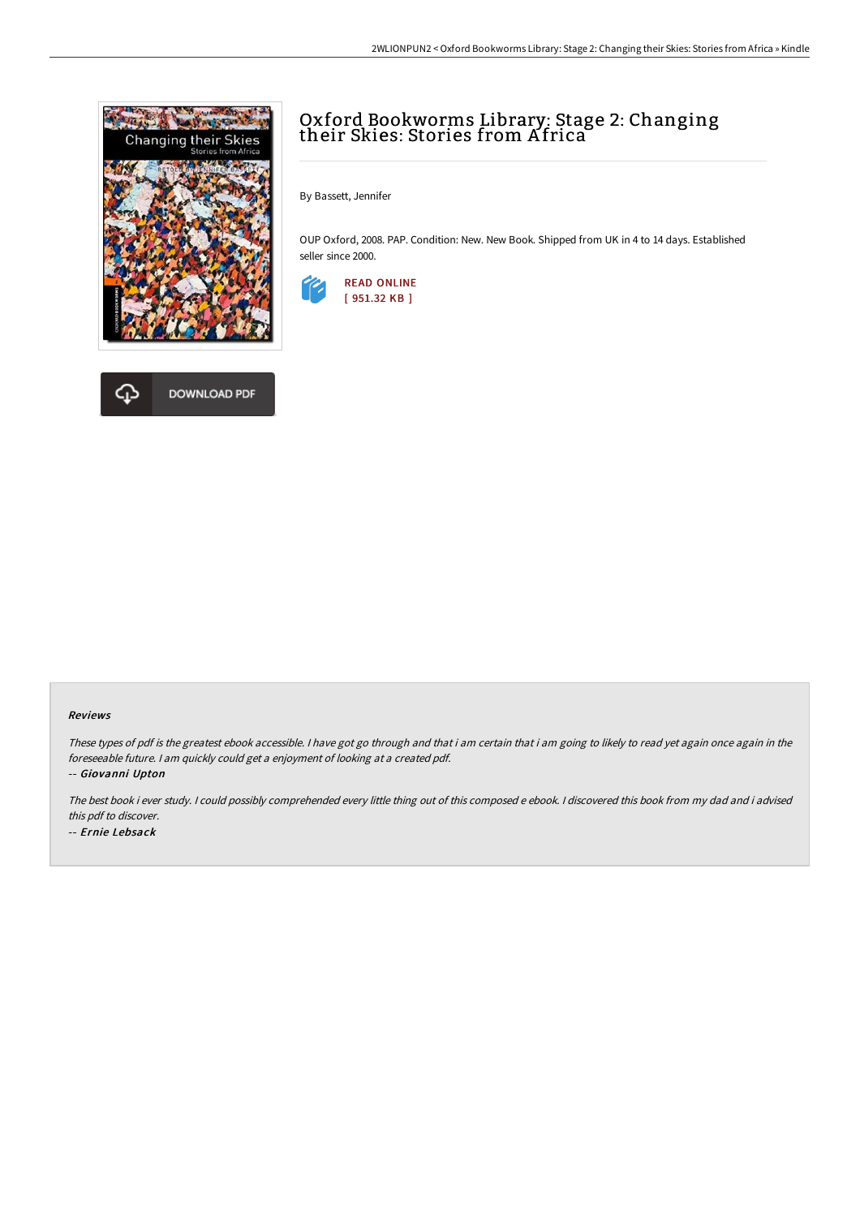# Oxford Bookworms Library: Stage 2: Changing their Skies: Stories from Africa

By Bassett, Jennifer

OUP Oxford, 2008. PAP. Condition: New. New Book. Shipped from UK in 4 to 14 days. Established seller since 2000.

READ ONLINE
[ 951.32 KB ]

DOWNLOAD PDF

### Reviews

*These types of pdf is the greatest ebook accessible. I have got go through and that i am certain that i am going to likely to read yet again once again in the foreseeable future. I am quickly could get a enjoyment of looking at a created pdf.*

-- ***Giovanni Upton***

*The best book i ever study. I could possibly comprehended every little thing out of this composed e ebook. I discovered this book from my dad and i advised this pdf to discover.*

-- ***Ernie Lebsack***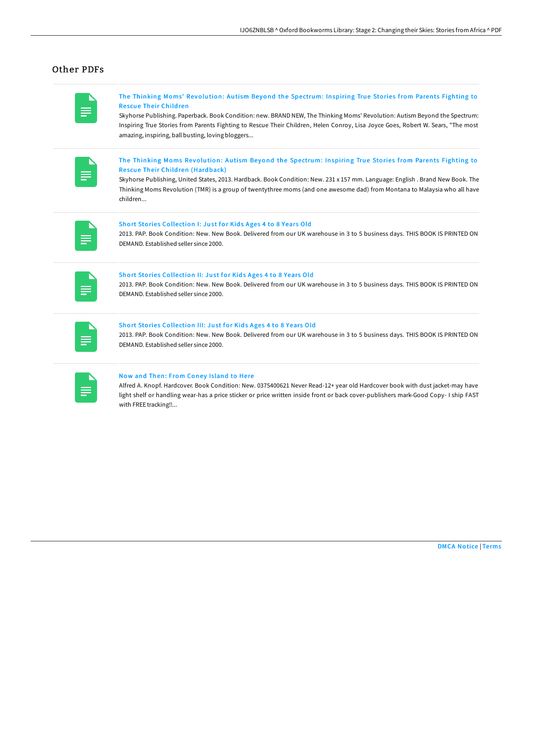## Other PDFs

**The Thinking Moms' Revolution: Autism Beyond the Spectrum: Inspiring True Stories from Parents Fighting to Rescue Their Children**

Skyhorse Publishing. Paperback. Book Condition: new. BRAND NEW, The Thinking Moms' Revolution: Autism Beyond the Spectrum: Inspiring True Stories from Parents Fighting to Rescue Their Children, Helen Conroy, Lisa Joyce Goes, Robert W. Sears, "The most amazing, inspiring, ball busting, loving bloggers...

**The Thinking Moms Revolution: Autism Beyond the Spectrum: Inspiring True Stories from Parents Fighting to Rescue Their Children (Hardback)**

Skyhorse Publishing, United States, 2013. Hardback. Book Condition: New. 231 x 157 mm. Language: English . Brand New Book. The Thinking Moms Revolution (TMR) is a group of twentythree moms (and one awesome dad) from Montana to Malaysia who all have children...

**Short Stories Collection I: Just for Kids Ages 4 to 8 Years Old**

2013. PAP. Book Condition: New. New Book. Delivered from our UK warehouse in 3 to 5 business days. THIS BOOK IS PRINTED ON DEMAND. Established seller since 2000.

**Short Stories Collection II: Just for Kids Ages 4 to 8 Years Old**

2013. PAP. Book Condition: New. New Book. Delivered from our UK warehouse in 3 to 5 business days. THIS BOOK IS PRINTED ON DEMAND. Established seller since 2000.

**Short Stories Collection III: Just for Kids Ages 4 to 8 Years Old**

2013. PAP. Book Condition: New. New Book. Delivered from our UK warehouse in 3 to 5 business days. THIS BOOK IS PRINTED ON DEMAND. Established seller since 2000.

**Now and Then: From Coney Island to Here**

Alfred A. Knopf. Hardcover. Book Condition: New. 0375400621 Never Read-12+ year old Hardcover book with dust jacket-may have light shelf or handling wear-has a price sticker or price written inside front or back cover-publishers mark-Good Copy- I ship FAST with FREE tracking!!...

DMCA Notice | Terms